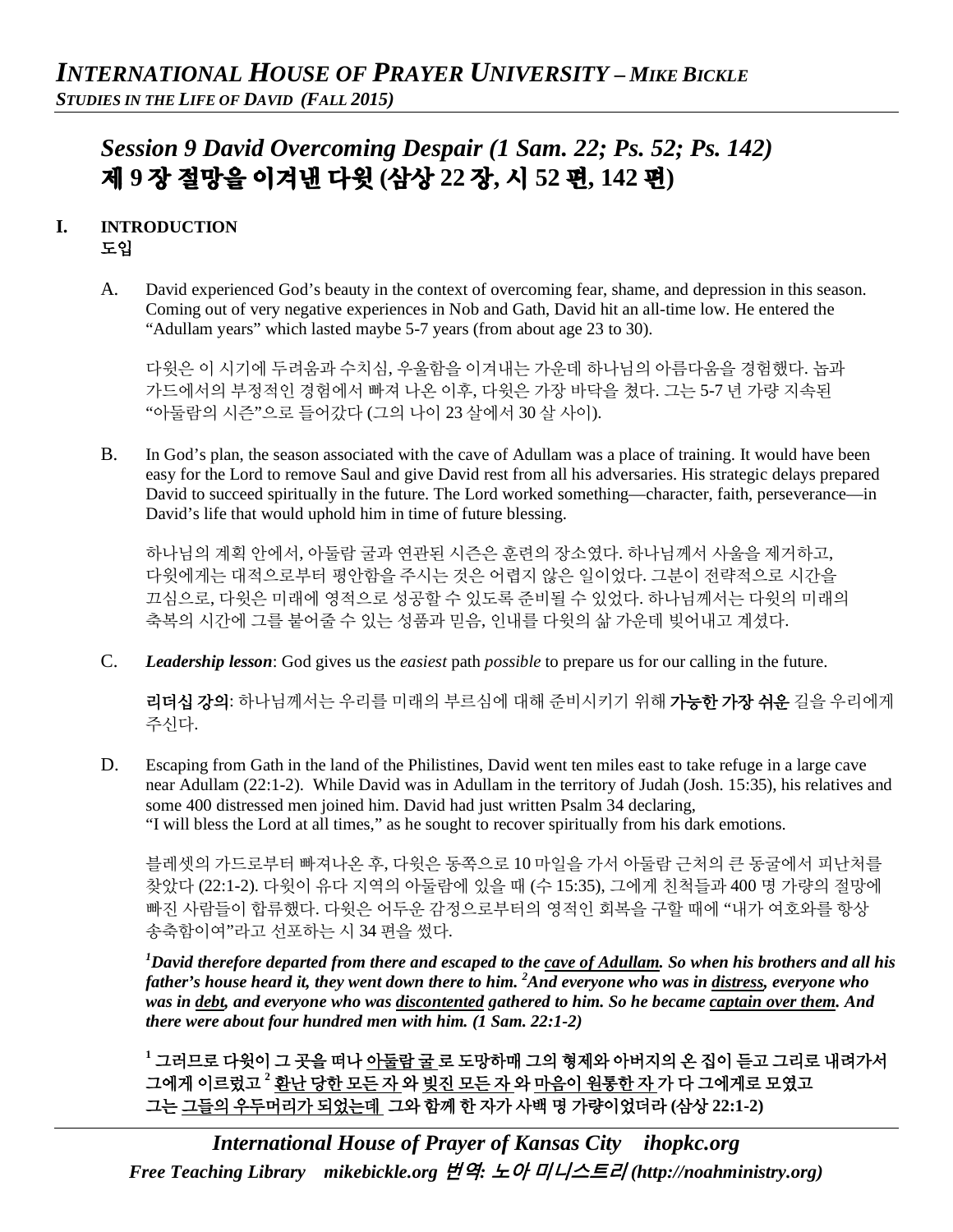# *INTERNATIONAL HOUSE OF PRAYER UNIVERSITY – MIKE BICKLE*
***STUDIES IN THE LIFE OF DAVID (FALL 2015)***

## *Session 9 David Overcoming Despair (1 Sam. 22; Ps. 52; Ps. 142)*
## 제 9 장 절망을 이겨낸 다윗 (삼상 22 장, 시 52 편, 142 편)

### I. INTRODUCTION
### 도입

A. David experienced God's beauty in the context of overcoming fear, shame, and depression in this season. Coming out of very negative experiences in Nob and Gath, David hit an all-time low. He entered the "Adullam years" which lasted maybe 5-7 years (from about age 23 to 30).

다윗은 이 시기에 두려움과 수치심, 우울함을 이겨내는 가운데 하나님의 아름다움을 경험했다. 놉과 가드에서의 부정적인 경험에서 빠져 나온 이후, 다윗은 가장 바닥을 쳤다. 그는 5-7 년 가량 지속된 "아둘람의 시즌"으로 들어갔다 (그의 나이 23 살에서 30 살 사이).

B. In God's plan, the season associated with the cave of Adullam was a place of training. It would have been easy for the Lord to remove Saul and give David rest from all his adversaries. His strategic delays prepared David to succeed spiritually in the future. The Lord worked something—character, faith, perseverance—in David's life that would uphold him in time of future blessing.

하나님의 계획 안에서, 아둘람 굴과 연관된 시즌은 훈련의 장소였다. 하나님께서 사울을 제거하고, 다윗에게는 대적으로부터 평안함을 주시는 것은 어렵지 않은 일이었다. 그분이 전략적으로 시간을 끄심으로, 다윗은 미래에 영적으로 성공할 수 있도록 준비될 수 있었다. 하나님께서는 다윗의 미래의 축복의 시간에 그를 붙어줄 수 있는 성품과 믿음, 인내를 다윗의 삶 가운데 빚어내고 계셨다.

C. ***Leadership lesson***: God gives us the *easiest* path *possible* to prepare us for our calling in the future.

**리더십 강의**: 하나님께서는 우리를 미래의 부르심에 대해 준비시키기 위해 **가능한 가장 쉬운** 길을 우리에게 주신다.

D. Escaping from Gath in the land of the Philistines, David went ten miles east to take refuge in a large cave near Adullam (22:1-2). While David was in Adullam in the territory of Judah (Josh. 15:35), his relatives and some 400 distressed men joined him. David had just written Psalm 34 declaring, "I will bless the Lord at all times," as he sought to recover spiritually from his dark emotions.

블레셋의 가드로부터 빠져나온 후, 다윗은 동쪽으로 10 마일을 가서 아둘람 근처의 큰 동굴에서 피난처를 찾았다 (22:1-2). 다윗이 유다 지역의 아둘람에 있을 때 (수 15:35), 그에게 친척들과 400 명 가량의 절망에 빠진 사람들이 합류했다. 다윗은 어두운 감정으로부터의 영적인 회복을 구할 때에 "내가 여호와를 항상 송축함이여"라고 선포하는 시 34 편을 썼다.

***[1]David therefore departed from there and escaped to the <u>cave of Adullam</u>. So when his brothers and all his father's house heard it, they went down there to him. [2]And everyone who was in <u>distress</u>, everyone who was in <u>debt</u>, and everyone who was <u>discontented</u> gathered to him. So he became <u>captain over them</u>. And there were about four hundred men with him. (1 Sam. 22:1-2)***

**[1] 그러므로 다윗이 그 곳을 떠나 <u>아둘람 굴</u> 로 도망하매 그의 형제와 아버지의 온 집이 듣고 그리로 내려가서 그에게 이르렀고 [2] <u>환난 당한</u> 모든 자 와 <u>빚진</u> 모든 자 와 <u>마음이 원통한</u> 자 가 다 그에게로 모였고 그는 <u>그들의 우두머리가 되었는데</u> 그와 함께 한 자가 사백 명 가량이었더라 (삼상 22:1-2)**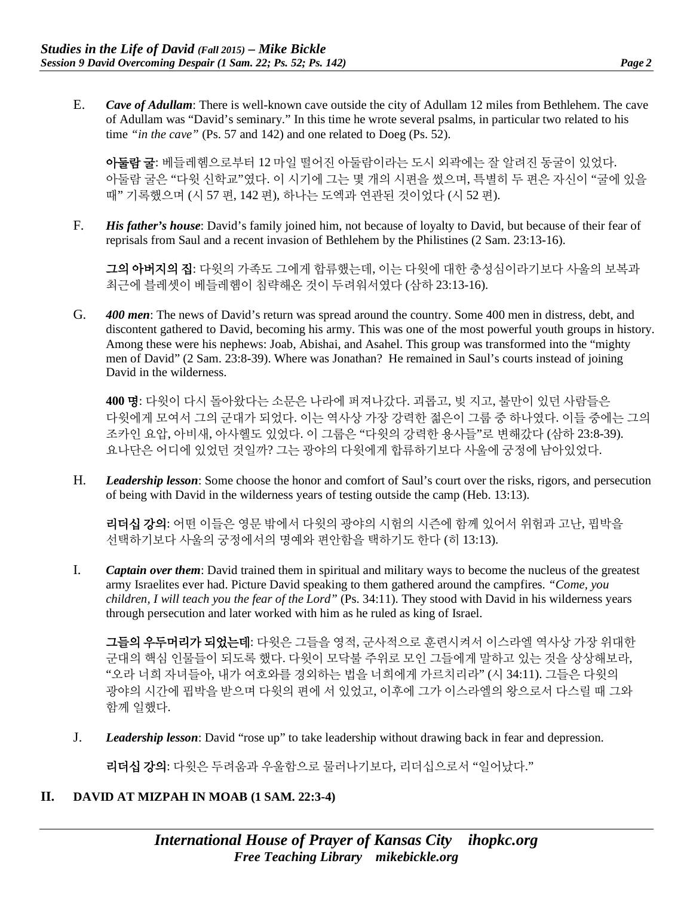E. ***Cave of Adullam***: There is well-known cave outside the city of Adullam 12 miles from Bethlehem. The cave of Adullam was "David's seminary." In this time he wrote several psalms, in particular two related to his time *"in the cave"* (Ps. 57 and 142) and one related to Doeg (Ps. 52).

**아둘람 굴**: 베들레헴으로부터 12 마일 떨어진 아둘람이라는 도시 외곽에는 잘 알려진 동굴이 있었다. 아둘람 굴은 "다윗 신학교"였다. 이 시기에 그는 몇 개의 시편을 썼으며, 특별히 두 편은 자신이 "굴에 있을 때" 기록했으며 (시 57 편, 142 편), 하나는 도엑과 연관된 것이었다 (시 52 편).

F. ***His father's house***: David's family joined him, not because of loyalty to David, but because of their fear of reprisals from Saul and a recent invasion of Bethlehem by the Philistines (2 Sam. 23:13-16).

**그의 아버지의 집**: 다윗의 가족도 그에게 합류했는데, 이는 다윗에 대한 충성심이라기보다 사울의 보복과 최근에 블레셋이 베들레헴이 침략해온 것이 두려워서였다 (삼하 23:13-16).

G. ***400 men***: The news of David's return was spread around the country. Some 400 men in distress, debt, and discontent gathered to David, becoming his army. This was one of the most powerful youth groups in history. Among these were his nephews: Joab, Abishai, and Asahel. This group was transformed into the "mighty men of David" (2 Sam. 23:8-39). Where was Jonathan? He remained in Saul's courts instead of joining David in the wilderness.

**400 명**: 다윗이 다시 돌아왔다는 소문은 나라에 퍼져나갔다. 괴롭고, 빚 지고, 불만이 있던 사람들은 다윗에게 모여서 그의 군대가 되었다. 이는 역사상 가장 강력한 젊은이 그룹 중 하나였다. 이들 중에는 그의 조카인 요압, 아비새, 아사헬도 있었다. 이 그룹은 "다윗의 강력한 용사들"로 변해갔다 (삼하 23:8-39). 요나단은 어디에 있었던 것일까? 그는 광야의 다윗에게 합류하기보다 사울에 궁정에 남아있었다.

H. ***Leadership lesson***: Some choose the honor and comfort of Saul's court over the risks, rigors, and persecution of being with David in the wilderness years of testing outside the camp (Heb. 13:13).

**리더십 강의**: 어떤 이들은 영문 밖에서 다윗의 광야의 시험의 시즌에 함께 있어서 위험과 고난, 핍박을 선택하기보다 사울의 궁정에서의 명예와 편안함을 택하기도 한다 (히 13:13).

I. ***Captain over them***: David trained them in spiritual and military ways to become the nucleus of the greatest army Israelites ever had. Picture David speaking to them gathered around the campfires. *"Come, you children, I will teach you the fear of the Lord"* (Ps. 34:11). They stood with David in his wilderness years through persecution and later worked with him as he ruled as king of Israel.

**그들의 우두머리가 되었는데**: 다윗은 그들을 영적, 군사적으로 훈련시켜서 이스라엘 역사상 가장 위대한 군대의 핵심 인물들이 되도록 했다. 다윗이 모닥불 주위로 모인 그들에게 말하고 있는 것을 상상해보라, "오라 너희 자녀들아, 내가 여호와를 경외하는 법을 너희에게 가르치리라" (시 34:11). 그들은 다윗의 광야의 시간에 핍박을 받으며 다윗의 편에 서 있었고, 이후에 그가 이스라엘의 왕으로서 다스릴 때 그와 함께 일했다.

J. ***Leadership lesson***: David "rose up" to take leadership without drawing back in fear and depression.

**리더십 강의**: 다윗은 두려움과 우울함으로 물러나기보다, 리더십으로서 "일어났다."

## II. DAVID AT MIZPAH IN MOAB (1 SAM. 22:3-4)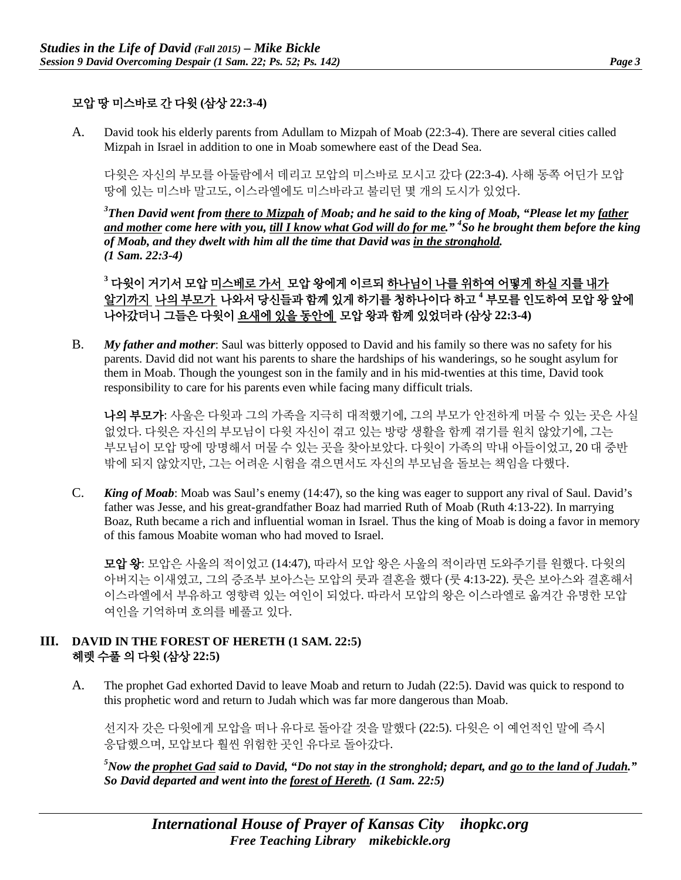**모압 땅 미스바로 간 다윗 (삼상 22:3-4)**

A. David took his elderly parents from Adullam to Mizpah of Moab (22:3-4). There are several cities called Mizpah in Israel in addition to one in Moab somewhere east of the Dead Sea.

다윗은 자신의 부모를 아둘람에서 데리고 모압의 미스바로 모시고 갔다 (22:3-4). 사해 동쪽 어딘가 모압 땅에 있는 미스바 말고도, 이스라엘에도 미스바라고 불리던 몇 개의 도시가 있었다.

***[3]Then David went from <u>there to Mizpah</u> of Moab; and he said to the king of Moab, "Please let my <u>father and mother</u> come here with you, <u>till I know what God will do for me</u>." [4]So he brought them before the king of Moab, and they dwelt with him all the time that David was <u>in the stronghold</u>. (1 Sam. 22:3-4)***

**[3] 다윗이 거기서 모압 <u>미스베로 가서</u> 모압 왕에게 이르되 <u>하나님이 나를 위하여 어떻게 하실 지를 내가 알기까지</u> <u>나의 부모가</u> 나와서 당신들과 함께 있게 하기를 청하나이다 하고 [4] 부모를 인도하여 모압 왕 앞에 나아갔더니 그들은 다윗이 <u>요새에 있을 동안에</u> 모압 왕과 함께 있었더라 (삼상 22:3-4)**

B. ***My father and mother***: Saul was bitterly opposed to David and his family so there was no safety for his parents. David did not want his parents to share the hardships of his wanderings, so he sought asylum for them in Moab. Though the youngest son in the family and in his mid-twenties at this time, David took responsibility to care for his parents even while facing many difficult trials.

**나의 부모가**: 사울은 다윗과 그의 가족을 지극히 대적했기에, 그의 부모가 안전하게 머물 수 있는 곳은 사실 없었다. 다윗은 자신의 부모님이 다윗 자신이 겪고 있는 방랑 생활을 함께 겪기를 원치 않았기에, 그는 부모님이 모압 땅에 망명해서 머물 수 있는 곳을 찾아보았다. 다윗이 가족의 막내 아들이었고, 20 대 중반 밖에 되지 않았지만, 그는 어려운 시험을 겪으면서도 자신의 부모님을 돌보는 책임을 다했다.

C. ***King of Moab***: Moab was Saul's enemy (14:47), so the king was eager to support any rival of Saul. David's father was Jesse, and his great-grandfather Boaz had married Ruth of Moab (Ruth 4:13-22). In marrying Boaz, Ruth became a rich and influential woman in Israel. Thus the king of Moab is doing a favor in memory of this famous Moabite woman who had moved to Israel.

**모압 왕**: 모압은 사울의 적이었고 (14:47), 따라서 모압 왕은 사울의 적이라면 도와주기를 원했다. 다윗의 아버지는 이새였고, 그의 증조부 보아스는 모압의 룻과 결혼을 했다 (룻 4:13-22). 룻은 보아스와 결혼해서 이스라엘에서 부유하고 영향력 있는 여인이 되었다. 따라서 모압의 왕은 이스라엘로 옮겨간 유명한 모압 여인을 기억하며 호의를 베풀고 있다.

## III. DAVID IN THE FOREST OF HERETH (1 SAM. 22:5)
## 헤렛 수풀 의 다윗 (삼상 22:5)

A. The prophet Gad exhorted David to leave Moab and return to Judah (22:5). David was quick to respond to this prophetic word and return to Judah which was far more dangerous than Moab.

선지자 갓은 다윗에게 모압을 떠나 유다로 돌아갈 것을 말했다 (22:5). 다윗은 이 예언적인 말에 즉시 응답했으며, 모압보다 훨씬 위험한 곳인 유다로 돌아갔다.

***[5]Now the <u>prophet Gad</u> said to David, "Do not stay in the stronghold; depart, and <u>go to the land of Judah</u>." So David departed and went into the <u>forest of Hereth</u>. (1 Sam. 22:5)***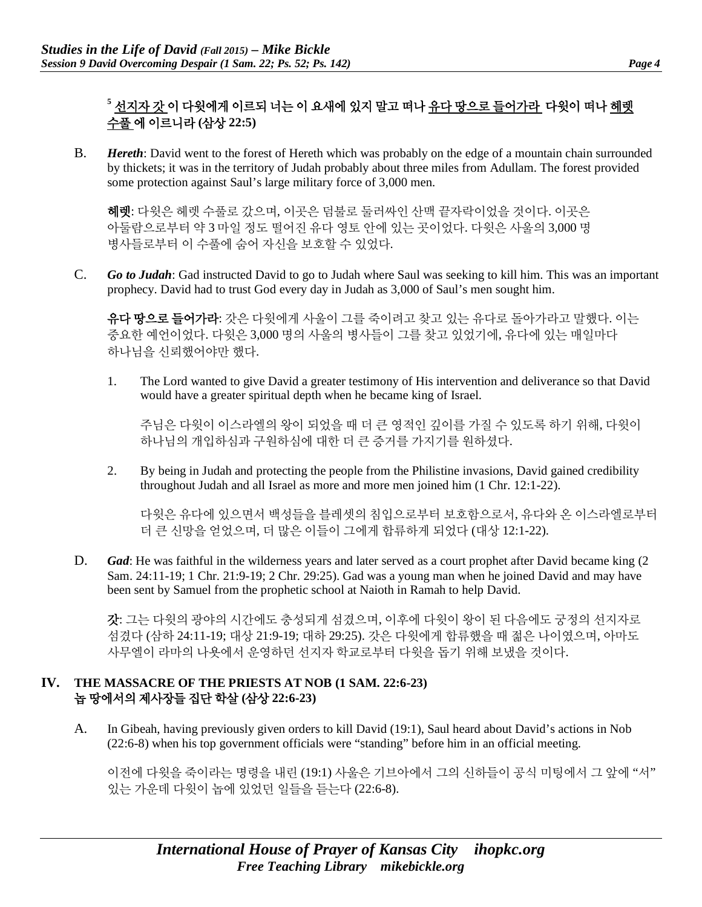**[5] 선지자 갓이 다윗에게 이르되 너는 이 요새에 있지 말고 떠나 유다 땅으로 들어가라 다윗이 떠나 헤렛 수풀에 이르니라 (삼상 22:5)**

B. ***Hereth***: David went to the forest of Hereth which was probably on the edge of a mountain chain surrounded by thickets; it was in the territory of Judah probably about three miles from Adullam. The forest provided some protection against Saul's large military force of 3,000 men.

**헤렛**: 다윗은 헤렛 수풀로 갔으며, 이곳은 덤불로 둘러싸인 산맥 끝자락이었을 것이다. 이곳은 아둘람으로부터 약 3 마일 정도 떨어진 유다 영토 안에 있는 곳이었다. 다윗은 사울의 3,000 명 병사들로부터 이 수풀에 숨어 자신을 보호할 수 있었다.

C. ***Go to Judah***: Gad instructed David to go to Judah where Saul was seeking to kill him. This was an important prophecy. David had to trust God every day in Judah as 3,000 of Saul's men sought him.

**유다 땅으로 들어가라**: 갓은 다윗에게 사울이 그를 죽이려고 찾고 있는 유다로 돌아가라고 말했다. 이는 중요한 예언이었다. 다윗은 3,000 명의 사울의 병사들이 그를 찾고 있었기에, 유다에 있는 매일마다 하나님을 신뢰했어야만 했다.

1. The Lord wanted to give David a greater testimony of His intervention and deliverance so that David would have a greater spiritual depth when he became king of Israel.

   주님은 다윗이 이스라엘의 왕이 되었을 때 더 큰 영적인 깊이를 가질 수 있도록 하기 위해, 다윗이 하나님의 개입하심과 구원하심에 대한 더 큰 증거를 가지기를 원하셨다.

2. By being in Judah and protecting the people from the Philistine invasions, David gained credibility throughout Judah and all Israel as more and more men joined him (1 Chr. 12:1-22).

   다윗은 유다에 있으면서 백성들을 블레셋의 침입으로부터 보호함으로서, 유다와 온 이스라엘로부터 더 큰 신망을 얻었으며, 더 많은 이들이 그에게 합류하게 되었다 (대상 12:1-22).

D. ***Gad***: He was faithful in the wilderness years and later served as a court prophet after David became king (2 Sam. 24:11-19; 1 Chr. 21:9-19; 2 Chr. 29:25). Gad was a young man when he joined David and may have been sent by Samuel from the prophetic school at Naioth in Ramah to help David.

**갓**: 그는 다윗의 광야의 시간에도 충성되게 섬겼으며, 이후에 다윗이 왕이 된 다음에도 궁정의 선지자로 섬겼다 (삼하 24:11-19; 대상 21:9-19; 대하 29:25). 갓은 다윗에게 합류했을 때 젊은 나이였으며, 아마도 사무엘이 라마의 나욧에서 운영하던 선지자 학교로부터 다윗을 돕기 위해 보냈을 것이다.

## IV. THE MASSACRE OF THE PRIESTS AT NOB (1 SAM. 22:6-23)
## 놉 땅에서의 제사장들 집단 학살 (삼상 22:6-23)

A. In Gibeah, having previously given orders to kill David (19:1), Saul heard about David's actions in Nob (22:6-8) when his top government officials were "standing" before him in an official meeting.

이전에 다윗을 죽이라는 명령을 내린 (19:1) 사울은 기브아에서 그의 신하들이 공식 미팅에서 그 앞에 "서" 있는 가운데 다윗이 놉에 있었던 일들을 듣는다 (22:6-8).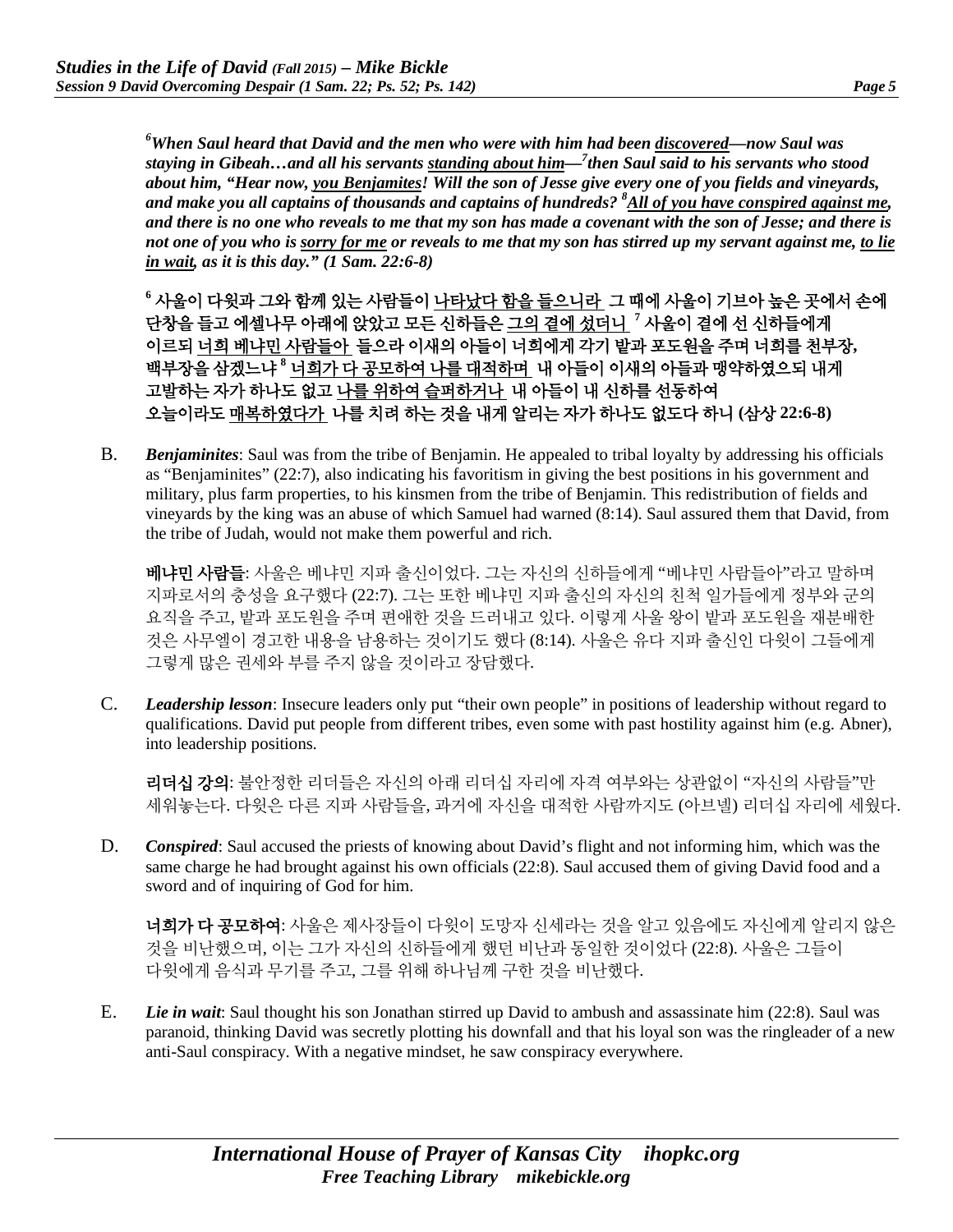*[6]When Saul heard that David and the men who were with him had been <u>discovered</u>—now Saul was staying in Gibeah…and all his servants <u>standing about him</u>—[7]then Saul said to his servants who stood about him, "Hear now, <u>you Benjamites</u>! Will the son of Jesse give every one of you fields and vineyards, and make you all captains of thousands and captains of hundreds? [8]<u>All of you have conspired against me</u>, and there is no one who reveals to me that my son has made a covenant with the son of Jesse; and there is not one of you who is <u>sorry for me</u> or reveals to me that my son has stirred up my servant against me, <u>to lie in wait</u>, as it is this day." (1 Sam. 22:6-8)***

**[6] 사울이 다윗과 그와 함께 있는 사람들이 <u>나타났다 함을 들으니라</u> 그 때에 사울이 기브아 높은 곳에서 손에 단창을 들고 에셀나무 아래에 앉았고 모든 신하들은 <u>그의 곁에 섰더니</u> [7] 사울이 곁에 선 신하들에게 이르되 <u>너희 베냐민 사람들아</u> 들으라 이새의 아들이 너희에게 각기 밭과 포도원을 주며 너희를 천부장, 백부장을 삼겠느냐 [8] <u>너희가 다 공모하여 나를 대적하며</u> 내 아들이 이새의 아들과 맹약하였으되 내게 고발하는 자가 하나도 없고 <u>나를 위하여 슬퍼하거나</u> 내 아들이 내 신하를 선동하여 오늘이라도 <u>매복하였다가</u> 나를 치려 하는 것을 내게 알리는 자가 하나도 없도다 하니 (삼상 22:6-8)**

B. ***Benjaminites***: Saul was from the tribe of Benjamin. He appealed to tribal loyalty by addressing his officials as "Benjaminites" (22:7), also indicating his favoritism in giving the best positions in his government and military, plus farm properties, to his kinsmen from the tribe of Benjamin. This redistribution of fields and vineyards by the king was an abuse of which Samuel had warned (8:14). Saul assured them that David, from the tribe of Judah, would not make them powerful and rich.

**베냐민 사람들**: 사울은 베냐민 지파 출신이었다. 그는 자신의 신하들에게 "베냐민 사람들아"라고 말하며 지파로서의 충성을 요구했다 (22:7). 그는 또한 베냐민 지파 출신의 자신의 친척 일가들에게 정부와 군의 요직을 주고, 밭과 포도원을 주며 편애한 것을 드러내고 있다. 이렇게 사울 왕이 밭과 포도원을 재분배한 것은 사무엘이 경고한 내용을 남용하는 것이기도 했다 (8:14). 사울은 유다 지파 출신인 다윗이 그들에게 그렇게 많은 권세와 부를 주지 않을 것이라고 장담했다.

C. ***Leadership lesson***: Insecure leaders only put "their own people" in positions of leadership without regard to qualifications. David put people from different tribes, even some with past hostility against him (e.g. Abner), into leadership positions.

**리더십 강의**: 불안정한 리더들은 자신의 아래 리더십 자리에 자격 여부와는 상관없이 "자신의 사람들"만 세워놓는다. 다윗은 다른 지파 사람들을, 과거에 자신을 대적한 사람까지도 (아브넬) 리더십 자리에 세웠다.

D. ***Conspired***: Saul accused the priests of knowing about David's flight and not informing him, which was the same charge he had brought against his own officials (22:8). Saul accused them of giving David food and a sword and of inquiring of God for him.

**너희가 다 공모하여**: 사울은 제사장들이 다윗이 도망자 신세라는 것을 알고 있음에도 자신에게 알리지 않은 것을 비난했으며, 이는 그가 자신의 신하들에게 했던 비난과 동일한 것이었다 (22:8). 사울은 그들이 다윗에게 음식과 무기를 주고, 그를 위해 하나님께 구한 것을 비난했다.

E. ***Lie in wait***: Saul thought his son Jonathan stirred up David to ambush and assassinate him (22:8). Saul was paranoid, thinking David was secretly plotting his downfall and that his loyal son was the ringleader of a new anti-Saul conspiracy. With a negative mindset, he saw conspiracy everywhere.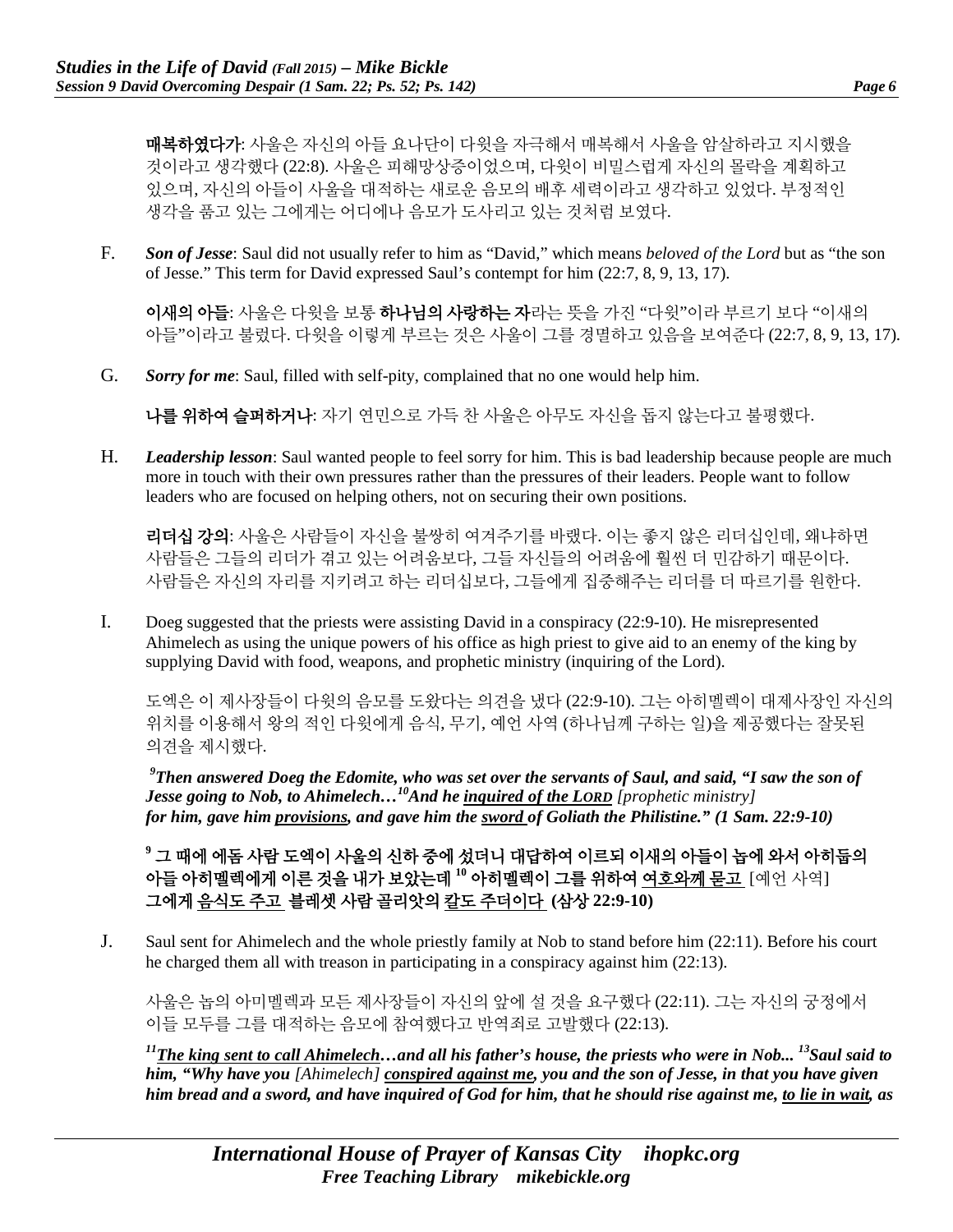**매복하였다가**: 사울은 자신의 아들 요나단이 다윗을 자극해서 매복해서 사울을 암살하라고 지시했을 것이라고 생각했다 (22:8). 사울은 피해망상증이었으며, 다윗이 비밀스럽게 자신의 몰락을 계획하고 있으며, 자신의 아들이 사울을 대적하는 새로운 음모의 배후 세력이라고 생각하고 있었다. 부정적인 생각을 품고 있는 그에게는 어디에나 음모가 도사리고 있는 것처럼 보였다.

F. ***Son of Jesse***: Saul did not usually refer to him as "David," which means *beloved of the Lord* but as "the son of Jesse." This term for David expressed Saul's contempt for him (22:7, 8, 9, 13, 17).

**이새의 아들**: 사울은 다윗을 보통 **하나님의 사랑하는 자**라는 뜻을 가진 "다윗"이라 부르기 보다 "이새의 아들"이라고 불렀다. 다윗을 이렇게 부르는 것은 사울이 그를 경멸하고 있음을 보여준다 (22:7, 8, 9, 13, 17).

G. ***Sorry for me***: Saul, filled with self-pity, complained that no one would help him.

**나를 위하여 슬퍼하거나**: 자기 연민으로 가득 찬 사울은 아무도 자신을 돕지 않는다고 불평했다.

H. ***Leadership lesson***: Saul wanted people to feel sorry for him. This is bad leadership because people are much more in touch with their own pressures rather than the pressures of their leaders. People want to follow leaders who are focused on helping others, not on securing their own positions.

**리더십 강의**: 사울은 사람들이 자신을 불쌍히 여겨주기를 바랬다. 이는 좋지 않은 리더십인데, 왜냐하면 사람들은 그들의 리더가 겪고 있는 어려움보다, 그들 자신들의 어려움에 훨씬 더 민감하기 때문이다. 사람들은 자신의 자리를 지키려고 하는 리더십보다, 그들에게 집중해주는 리더를 더 따르기를 원한다.

I. Doeg suggested that the priests were assisting David in a conspiracy (22:9-10). He misrepresented Ahimelech as using the unique powers of his office as high priest to give aid to an enemy of the king by supplying David with food, weapons, and prophetic ministry (inquiring of the Lord).

도엑은 이 제사장들이 다윗의 음모를 도왔다는 의견을 냈다 (22:9-10). 그는 아히멜렉이 대제사장인 자신의 위치를 이용해서 왕의 적인 다윗에게 음식, 무기, 예언 사역 (하나님께 구하는 일)을 제공했다는 잘못된 의견을 제시했다.

***[9]Then answered Doeg the Edomite, who was set over the servants of Saul, and said, "I saw the son of Jesse going to Nob, to Ahimelech…[10]And he <u>inquired of the LORD</u>*** *[prophetic ministry]* ***for him, gave him <u>provisions</u>, and gave him the <u>sword</u> of Goliath the Philistine." (1 Sam. 22:9-10)***

**[9] 그 때에 에돔 사람 도엑이 사울의 신하 중에 섰더니 대답하여 이르되 이새의 아들이 놉에 와서 아히둡의 아들 아히멜렉에게 이른 것을 내가 보았는데 [10] 아히멜렉이 그를 위하여 <u>여호와께 묻고</u>** [예언 사역] **그에게 <u>음식도 주고</u> 블레셋 사람 골리앗의 <u>칼도 주더이다</u> (삼상 22:9-10)**

J. Saul sent for Ahimelech and the whole priestly family at Nob to stand before him (22:11). Before his court he charged them all with treason in participating in a conspiracy against him (22:13).

사울은 놉의 아미멜렉과 모든 제사장들이 자신의 앞에 설 것을 요구했다 (22:11). 그는 자신의 궁정에서 이들 모두를 그를 대적하는 음모에 참여했다고 반역죄로 고발했다 (22:13).

***[11]<u>The king sent to call Ahimelech</u>…and all his father's house, the priests who were in Nob... [13]Saul said to him, "Why have you*** *[Ahimelech]* ***<u>conspired against me</u>, you and the son of Jesse, in that you have given him bread and a sword, and have inquired of God for him, that he should rise against me, <u>to lie in wait</u>, as***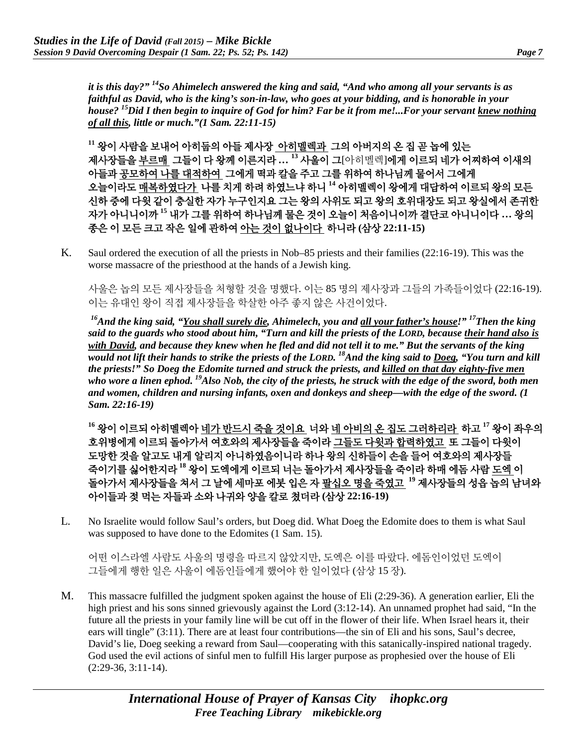***it is this day?" [14]So Ahimelech answered the king and said, "And who among all your servants is as faithful as David, who is the king's son-in-law, who goes at your bidding, and is honorable in your house? [15]Did I then begin to inquire of God for him? Far be it from me!...For your servant <u>knew nothing of all this</u>, little or much."(1 Sam. 22:11-15)***

**[11] 왕이 사람을 보내어 아히둡의 아들 제사장 <u>아히멜렉과</u> 그의 아버지의 온 집 곧 놉에 있는 제사장들을 <u>부르매</u> 그들이 다 왕께 이른지라 … [13] 사울이 그**[아히멜렉]**에게 이르되 네가 어찌하여 이새의 아들과 <u>공모하여 나를 대적하여</u> 그에게 떡과 칼을 주고 그를 위하여 하나님께 물어서 그에게 오늘이라도 <u>매복하였다가</u> 나를 치게 하려 하였느냐 하니 [14] 아히멜렉이 왕에게 대답하여 이르되 왕의 모든 신하 중에 다윗 같이 충실한 자가 누구인지요 그는 왕의 사위도 되고 왕의 호위대장도 되고 왕실에서 존귀한 자가 아니니이까 [15] 내가 그를 위하여 하나님께 물은 것이 오늘이 처음이니이까 결단코 아니니이다 … 왕의 종은 이 모든 크고 작은 일에 관하여 <u>아는 것이 없나이다</u> 하니라 (삼상 22:11-15)**

K. Saul ordered the execution of all the priests in Nob–85 priests and their families (22:16-19). This was the worse massacre of the priesthood at the hands of a Jewish king.

사울은 놉의 모든 제사장들을 처형할 것을 명했다. 이는 85 명의 제사장과 그들의 가족들이었다 (22:16-19). 이는 유대인 왕이 직접 제사장들을 학살한 아주 좋지 않은 사건이었다.

***[16]And the king said, "<u>You shall surely die</u>, Ahimelech, you and <u>all your father's house</u>!" [17]Then the king said to the guards who stood about him, "Turn and kill the priests of the LORD, because <u>their hand also is with David</u>, and because they knew when he fled and did not tell it to me." But the servants of the king would not lift their hands to strike the priests of the LORD. [18]And the king said to <u>Doeg</u>, "You turn and kill the priests!" So Doeg the Edomite turned and struck the priests, and <u>killed on that day eighty-five men</u> who wore a linen ephod. [19]Also Nob, the city of the priests, he struck with the edge of the sword, both men and women, children and nursing infants, oxen and donkeys and sheep—with the edge of the sword. (1 Sam. 22:16-19)***

**[16] 왕이 이르되 아히멜렉아 <u>네가 반드시 죽을 것이요</u> 너와 <u>네 아비의 온 집도 그러하리라</u> 하고 [17] 왕이 좌우의 호위병에게 이르되 돌아가서 여호와의 제사장들을 죽이라 <u>그들도 다윗과 합력하였고</u> 또 그들이 다윗이 도망한 것을 알고도 내게 알리지 아니하였음이니라 하나 왕의 신하들이 손을 들어 여호와의 제사장들 죽이기를 싫어한지라 [18] 왕이 도엑에게 이르되 너는 돌아가서 제사장들을 죽이라 하매 에돔 사람 <u>도엑</u>이 돌아가서 제사장들을 쳐서 그 날에 세마포 에봇 입은 자 <u>팔십오 명을 죽였고</u> [19] 제사장들의 성읍 놉의 남녀와 아이들과 젖 먹는 자들과 소와 나귀와 양을 칼로 쳤더라 (삼상 22:16-19)**

L. No Israelite would follow Saul's orders, but Doeg did. What Doeg the Edomite does to them is what Saul was supposed to have done to the Edomites (1 Sam. 15).

어떤 이스라엘 사람도 사울의 명령을 따르지 않았지만, 도엑은 이를 따랐다. 에돔인이었던 도엑이 그들에게 행한 일은 사울이 에돔인들에게 했어야 한 일이었다 (삼상 15 장).

M. This massacre fulfilled the judgment spoken against the house of Eli (2:29-36). A generation earlier, Eli the high priest and his sons sinned grievously against the Lord (3:12-14). An unnamed prophet had said, "In the future all the priests in your family line will be cut off in the flower of their life. When Israel hears it, their ears will tingle" (3:11). There are at least four contributions—the sin of Eli and his sons, Saul's decree, David's lie, Doeg seeking a reward from Saul—cooperating with this satanically-inspired national tragedy. God used the evil actions of sinful men to fulfill His larger purpose as prophesied over the house of Eli (2:29-36, 3:11-14).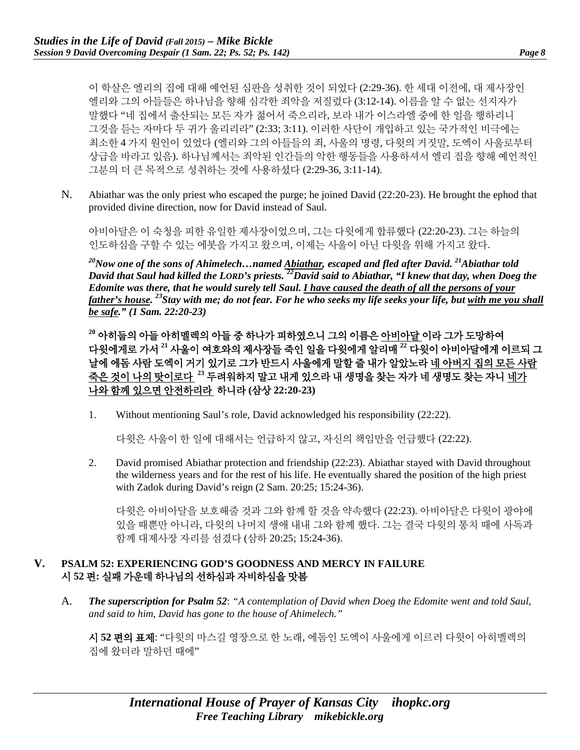이 학살은 엘리의 집에 대해 예언된 심판을 성취한 것이 되었다 (2:29-36). 한 세대 이전에, 대 제사장인 엘리와 그의 아들들은 하나님을 향해 심각한 죄악을 저질렀다 (3:12-14). 이름을 알 수 없는 선지자가 말했다 "네 집에서 출산되는 모든 자가 젊어서 죽으리라, 보라 내가 이스라엘 중에 한 일을 행하리니 그것을 듣는 자마다 두 귀가 울리리라" (2:33; 3:11). 이러한 사단이 개입하고 있는 국가적인 비극에는 최소한 4 가지 원인이 있었다 (엘리와 그의 아들들의 죄, 사울의 명령, 다윗의 거짓말, 도엑이 사울로부터 상급을 바라고 있음). 하나님께서는 죄악된 인간들의 악한 행동들을 사용하셔서 엘리 집을 향해 예언적인 그분의 더 큰 목적으로 성취하는 것에 사용하셨다 (2:29-36, 3:11-14).

N. Abiathar was the only priest who escaped the purge; he joined David (22:20-23). He brought the ephod that provided divine direction, now for David instead of Saul.

아비아달은 이 숙청을 피한 유일한 제사장이었으며, 그는 다윗에게 합류했다 (22:20-23). 그는 하늘의 인도하심을 구할 수 있는 에봇을 가지고 왔으며, 이제는 사울이 아닌 다윗을 위해 가지고 왔다.

***[20]Now one of the sons of Ahimelech…named <u>Abiathar</u>, escaped and fled after David. [21]Abiathar told David that Saul had killed the LORD's priests. [22]David said to Abiathar, "I knew that day, when Doeg the Edomite was there, that he would surely tell Saul. <u>I have caused the death of all the persons of your father's house</u>. [23]Stay with me; do not fear. For he who seeks my life seeks your life, but <u>with me you shall be safe</u>." (1 Sam. 22:20-23)***

**[20] 아히둡의 아들 아히멜렉의 아들 중 하나가 피하였으니 그의 이름은 <u>아비아달</u> 이라 그가 도망하여 다윗에게로 가서 [21] 사울이 여호와의 제사장들 죽인 일을 다윗에게 알리매 [22] 다윗이 아비아달에게 이르되 그 날에 에돔 사람 도엑이 거기 있기로 그가 반드시 사울에게 말할 줄 내가 알았노라 <u>네 아버지 집의 모든 사람 죽은 것이 나의 탓이로다</u> [23] 두려워하지 말고 내게 있으라 내 생명을 찾는 자가 네 생명도 찾는 자니 <u>네가 나와 함께 있으면 안전하리라</u> 하니라 (삼상 22:20-23)**

1. Without mentioning Saul's role, David acknowledged his responsibility (22:22).

   다윗은 사울이 한 일에 대해서는 언급하지 않고, 자신의 책임만을 언급했다 (22:22).

2. David promised Abiathar protection and friendship (22:23). Abiathar stayed with David throughout the wilderness years and for the rest of his life. He eventually shared the position of the high priest with Zadok during David's reign (2 Sam. 20:25; 15:24-36).

   다윗은 아비아달을 보호해줄 것과 그와 함께 할 것을 약속했다 (22:23). 아비아달은 다윗이 광야에 있을 때뿐만 아니라, 다윗의 나머지 생애 내내 그와 함께 했다. 그는 결국 다윗의 통치 때에 사독과 함께 대제사장 자리를 섬겼다 (삼하 20:25; 15:24-36).

## V. PSALM 52: EXPERIENCING GOD'S GOODNESS AND MERCY IN FAILURE
## 시 52 편: 실패 가운데 하나님의 선하심과 자비하심을 맛봄

A. ***The superscription for Psalm 52***: *"A contemplation of David when Doeg the Edomite went and told Saul, and said to him, David has gone to the house of Ahimelech."*

**시 52 편의 표제**: "다윗의 마스길 영장으로 한 노래, 에돔인 도엑이 사울에게 이르러 다윗이 아히멜렉의 집에 왔더라 말하던 때에"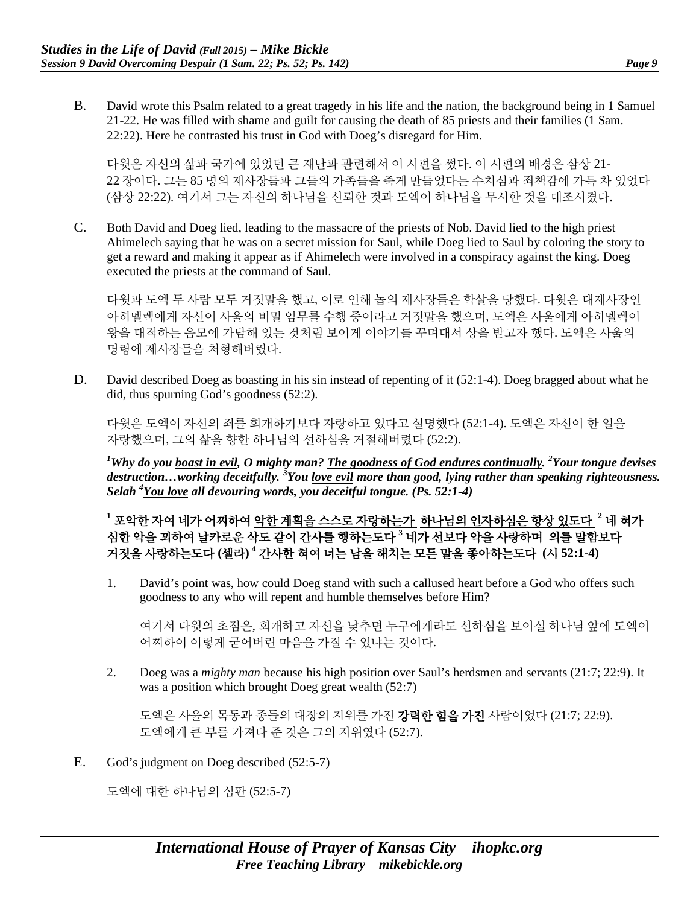B. David wrote this Psalm related to a great tragedy in his life and the nation, the background being in 1 Samuel 21-22. He was filled with shame and guilt for causing the death of 85 priests and their families (1 Sam. 22:22). Here he contrasted his trust in God with Doeg's disregard for Him.

다윗은 자신의 삶과 국가에 있었던 큰 재난과 관련해서 이 시편을 썼다. 이 시편의 배경은 삼상 21-22 장이다. 그는 85 명의 제사장들과 그들의 가족들을 죽게 만들었다는 수치심과 죄책감에 가득 차 있었다 (삼상 22:22). 여기서 그는 자신의 하나님을 신뢰한 것과 도엑이 하나님을 무시한 것을 대조시켰다.

C. Both David and Doeg lied, leading to the massacre of the priests of Nob. David lied to the high priest Ahimelech saying that he was on a secret mission for Saul, while Doeg lied to Saul by coloring the story to get a reward and making it appear as if Ahimelech were involved in a conspiracy against the king. Doeg executed the priests at the command of Saul.

다윗과 도엑 두 사람 모두 거짓말을 했고, 이로 인해 놉의 제사장들은 학살을 당했다. 다윗은 대제사장인 아히멜렉에게 자신이 사울의 비밀 임무를 수행 중이라고 거짓말을 했으며, 도엑은 사울에게 아히멜렉이 왕을 대적하는 음모에 가담해 있는 것처럼 보이게 이야기를 꾸며대서 상을 받고자 했다. 도엑은 사울의 명령에 제사장들을 처형해버렸다.

D. David described Doeg as boasting in his sin instead of repenting of it (52:1-4). Doeg bragged about what he did, thus spurning God's goodness (52:2).

다윗은 도엑이 자신의 죄를 회개하기보다 자랑하고 있다고 설명했다 (52:1-4). 도엑은 자신이 한 일을 자랑했으며, 그의 삶을 향한 하나님의 선하심을 거절해버렸다 (52:2).

***[1]Why do you <u>boast in evil</u>, O mighty man? <u>The goodness of God endures continually</u>. [2]Your tongue devises destruction…working deceitfully. [3]You <u>love evil</u> more than good, lying rather than speaking righteousness. Selah [4]<u>You love</u> all devouring words, you deceitful tongue. (Ps. 52:1-4)***

**[1] 포악한 자여 네가 어찌하여 <u>악한 계획을 스스로 자랑하는가</u> <u>하나님의 인자하심은 항상 있도다</u> [2] 네 혀가 심한 악을 꾀하여 날카로운 삭도 같이 간사를 행하는도다 [3] 네가 선보다 <u>악을 사랑하며</u> 의를 말함보다 거짓을 사랑하는도다 (셀라) [4] 간사한 혀여 너는 남을 해치는 모든 말을 <u>좋아하는도다</u> (시 52:1-4)**

1. David's point was, how could Doeg stand with such a callused heart before a God who offers such goodness to any who will repent and humble themselves before Him?

   여기서 다윗의 초점은, 회개하고 자신을 낮추면 누구에게라도 선하심을 보이실 하나님 앞에 도엑이 어찌하여 이렇게 굳어버린 마음을 가질 수 있냐는 것이다.

2. Doeg was a *mighty man* because his high position over Saul's herdsmen and servants (21:7; 22:9). It was a position which brought Doeg great wealth (52:7)

   도엑은 사울의 목동과 종들의 대장의 지위를 가진 **강력한 힘을 가진** 사람이었다 (21:7; 22:9). 도엑에게 큰 부를 가져다 준 것은 그의 지위였다 (52:7).

E. God's judgment on Doeg described (52:5-7)

도엑에 대한 하나님의 심판 (52:5-7)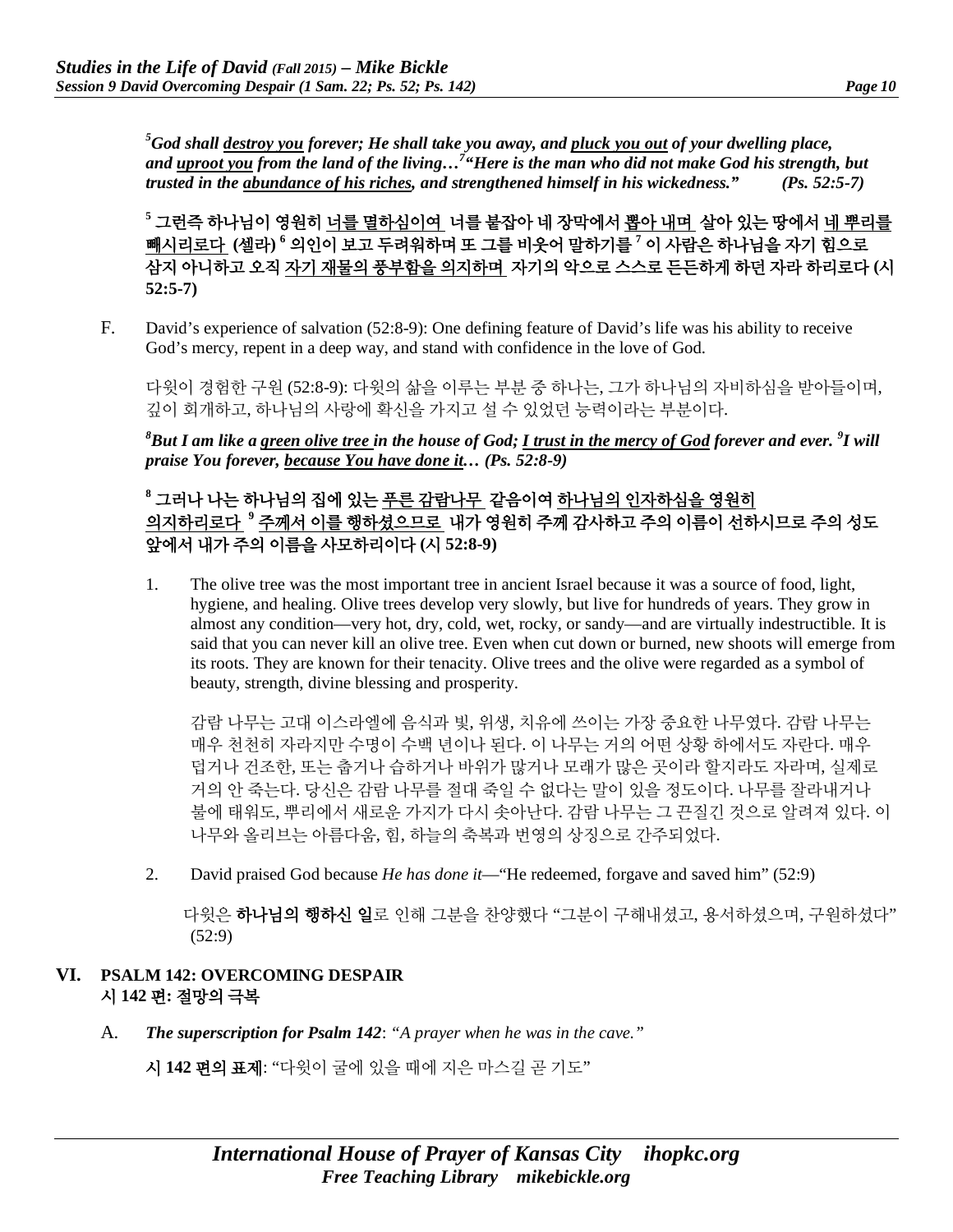*[5]God shall <u>destroy you</u> forever; He shall take you away, and <u>pluck you out</u> of your dwelling place, and <u>uproot you</u> from the land of the living…[7]"Here is the man who did not make God his strength, but trusted in the <u>abundance of his riches</u>, and strengthened himself in his wickedness."* ***(Ps. 52:5-7)***

**[5] 그런즉 하나님이 영원히 <u>너를 멸하심이여</u> 너를 붙잡아 네 장막에서 <u>뽑아 내며</u> 살아 있는 땅에서 <u>네 뿌리를 빼시리로다</u> (셀라) [6] 의인이 보고 두려워하며 또 그를 비웃어 말하기를 [7] 이 사람은 하나님을 자기 힘으로 삼지 아니하고 오직 <u>자기 재물의 풍부함을 의지하며</u> 자기의 악으로 스스로 든든하게 하던 자라 하리로다 (시 52:5-7)**

F. David's experience of salvation (52:8-9): One defining feature of David's life was his ability to receive God's mercy, repent in a deep way, and stand with confidence in the love of God.

다윗이 경험한 구원 (52:8-9): 다윗의 삶을 이루는 부분 중 하나는, 그가 하나님의 자비하심을 받아들이며, 깊이 회개하고, 하나님의 사랑에 확신을 가지고 설 수 있었던 능력이라는 부분이다.

***[8]But I am like a <u>green olive tree</u> in the house of God; <u>I trust in the mercy of God</u> forever and ever. [9]I will praise You forever, <u>because You have done it</u>… (Ps. 52:8-9)***

**[8] 그러나 나는 하나님의 집에 있는 <u>푸른 감람나무</u> 같음이여 <u>하나님의 인자하심을 영원히 의지하리로다</u> [9] <u>주께서 이를 행하셨으므로</u> 내가 영원히 주께 감사하고 주의 이름이 선하시므로 주의 성도 앞에서 내가 주의 이름을 사모하리이다 (시 52:8-9)**

1. The olive tree was the most important tree in ancient Israel because it was a source of food, light, hygiene, and healing. Olive trees develop very slowly, but live for hundreds of years. They grow in almost any condition—very hot, dry, cold, wet, rocky, or sandy—and are virtually indestructible. It is said that you can never kill an olive tree. Even when cut down or burned, new shoots will emerge from its roots. They are known for their tenacity. Olive trees and the olive were regarded as a symbol of beauty, strength, divine blessing and prosperity.

   감람 나무는 고대 이스라엘에 음식과 빛, 위생, 치유에 쓰이는 가장 중요한 나무였다. 감람 나무는 매우 천천히 자라지만 수명이 수백 년이나 된다. 이 나무는 거의 어떤 상황 하에서도 자란다. 매우 덥거나 건조한, 또는 춥거나 습하거나 바위가 많거나 모래가 많은 곳이라 할지라도 자라며, 실제로 거의 안 죽는다. 당신은 감람 나무를 절대 죽일 수 없다는 말이 있을 정도이다. 나무를 잘라내거나 불에 태워도, 뿌리에서 새로운 가지가 다시 솟아난다. 감람 나무는 그 끈질긴 것으로 알려져 있다. 이 나무와 올리브는 아름다움, 힘, 하늘의 축복과 번영의 상징으로 간주되었다.

2. David praised God because *He has done it*—"He redeemed, forgave and saved him" (52:9)

   다윗은 **하나님의 행하신 일**로 인해 그분을 찬양했다 "그분이 구해내셨고, 용서하셨으며, 구원하셨다" (52:9)

## VI. PSALM 142: OVERCOMING DESPAIR
## 시 142 편: 절망의 극복

A. ***The superscription for Psalm 142***: *"A prayer when he was in the cave."*

**시 142 편의 표제**: "다윗이 굴에 있을 때에 지은 마스길 곧 기도"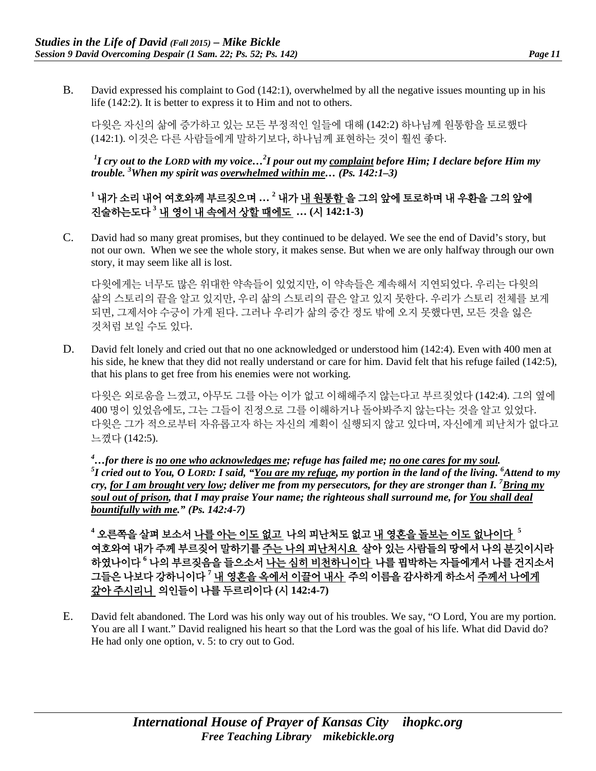B. David expressed his complaint to God (142:1), overwhelmed by all the negative issues mounting up in his life (142:2). It is better to express it to Him and not to others.

다윗은 자신의 삶에 증가하고 있는 모든 부정적인 일들에 대해 (142:2) 하나님께 원통함을 토로했다 (142:1). 이것은 다른 사람들에게 말하기보다, 하나님께 표현하는 것이 훨씬 좋다.

***[1]I cry out to the LORD with my voice…[2]I pour out my <u>complaint</u> before Him; I declare before Him my trouble. [3]When my spirit was <u>overwhelmed within me</u>… (Ps. 142:1–3)***

**[1] 내가 소리 내어 여호와께 부르짖으며 … [2] 내가 <u>내 원통함</u> 을 그의 앞에 토로하며 내 우환을 그의 앞에 진술하는도다 [3] <u>내 영이 내 속에서 상할 때에도</u> … (시 142:1-3)**

C. David had so many great promises, but they continued to be delayed. We see the end of David's story, but not our own. When we see the whole story, it makes sense. But when we are only halfway through our own story, it may seem like all is lost.

다윗에게는 너무도 많은 위대한 약속들이 있었지만, 이 약속들은 계속해서 지연되었다. 우리는 다윗의 삶의 스토리의 끝을 알고 있지만, 우리 삶의 스토리의 끝은 알고 있지 못한다. 우리가 스토리 전체를 보게 되면, 그제서야 수긍이 가게 된다. 그러나 우리가 삶의 중간 정도 밖에 오지 못했다면, 모든 것을 잃은 것처럼 보일 수도 있다.

D. David felt lonely and cried out that no one acknowledged or understood him (142:4). Even with 400 men at his side, he knew that they did not really understand or care for him. David felt that his refuge failed (142:5), that his plans to get free from his enemies were not working.

다윗은 외로움을 느꼈고, 아무도 그를 아는 이가 없고 이해해주지 않는다고 부르짖었다 (142:4). 그의 옆에 400 명이 있었음에도, 그는 그들이 진정으로 그를 이해하거나 돌아봐주지 않는다는 것을 알고 있었다. 다윗은 그가 적으로부터 자유롭고자 하는 자신의 계획이 실행되지 않고 있다며, 자신에게 피난처가 없다고 느꼈다 (142:5).

***[4]…for there is <u>no one who acknowledges me</u>; refuge has failed me; <u>no one cares for my soul</u>. [5]I cried out to You, O LORD: I said, "<u>You are my refuge</u>, my portion in the land of the living. [6]Attend to my cry, <u>for I am brought very low</u>; deliver me from my persecutors, for they are stronger than I. [7]<u>Bring my soul out of prison</u>, that I may praise Your name; the righteous shall surround me, for <u>You shall deal bountifully with me</u>." (Ps. 142:4-7)***

**[4] 오른쪽을 살펴 보소서 <u>나를 아는 이도 없고</u> 나의 피난처도 없고 <u>내 영혼을 돌보는 이도 없나이다</u> [5] 여호와여 내가 주께 부르짖어 말하기를 <u>주는 나의 피난처시요</u> 살아 있는 사람들의 땅에서 나의 분깃이시라 하였나이다 [6] 나의 부르짖음을 들으소서 <u>나는 심히 비천하니이다</u> 나를 핍박하는 자들에게서 나를 건지소서 그들은 나보다 강하니이다 [7] <u>내 영혼을 옥에서 이끌어 내사</u> 주의 이름을 감사하게 하소서 <u>주께서 나에게 갚아 주시리니</u> 의인들이 나를 두르리이다 (시 142:4-7)**

E. David felt abandoned. The Lord was his only way out of his troubles. We say, "O Lord, You are my portion. You are all I want." David realigned his heart so that the Lord was the goal of his life. What did David do? He had only one option, v. 5: to cry out to God.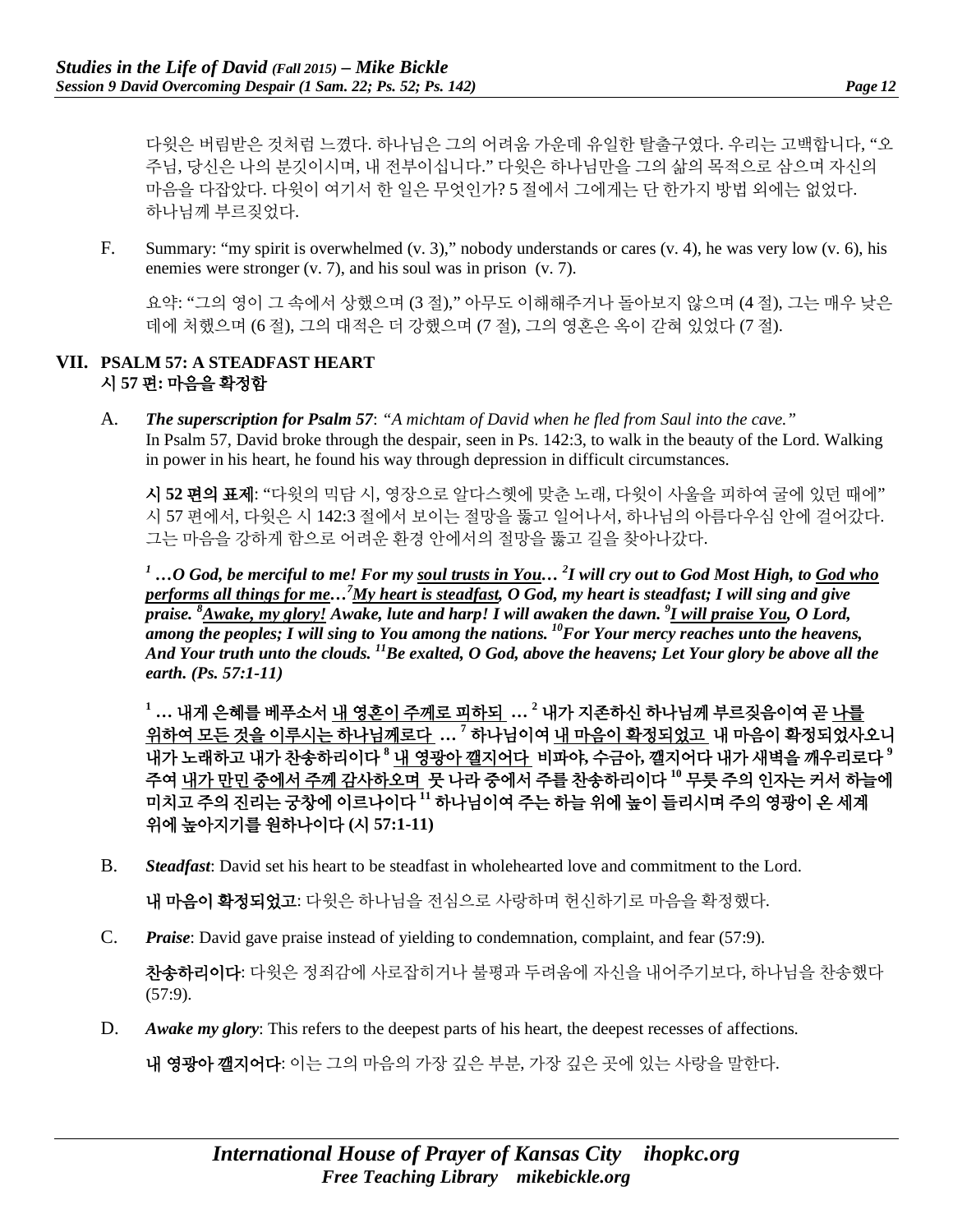다윗은 버림받은 것처럼 느꼈다. 하나님은 그의 어려움 가운데 유일한 탈출구였다. 우리는 고백합니다, "오 주님, 당신은 나의 분깃이시며, 내 전부이십니다." 다윗은 하나님만을 그의 삶의 목적으로 삼으며 자신의 마음을 다잡았다. 다윗이 여기서 한 일은 무엇인가? 5 절에서 그에게는 단 한가지 방법 외에는 없었다. 하나님께 부르짖었다.

F. Summary: "my spirit is overwhelmed (v. 3)," nobody understands or cares (v. 4), he was very low (v. 6), his enemies were stronger (v. 7), and his soul was in prison (v. 7).

요약: "그의 영이 그 속에서 상했으며 (3 절)," 아무도 이해해주거나 돌아보지 않으며 (4 절), 그는 매우 낮은 데에 처했으며 (6 절), 그의 대적은 더 강했으며 (7 절), 그의 영혼은 옥이 갇혀 있었다 (7 절).

## VII. PSALM 57: A STEADFAST HEART
## 시 57 편: 마음을 확정함

A. ***The superscription for Psalm 57***: *"A michtam of David when he fled from Saul into the cave."* In Psalm 57, David broke through the despair, seen in Ps. 142:3, to walk in the beauty of the Lord. Walking in power in his heart, he found his way through depression in difficult circumstances.

**시 52 편의 표제**: "다윗의 믹담 시, 영장으로 알다스헷에 맞춘 노래, 다윗이 사울을 피하여 굴에 있던 때에" 시 57 편에서, 다윗은 시 142:3 절에서 보이는 절망을 뚫고 일어나서, 하나님의 아름다우심 안에 걸어갔다. 그는 마음을 강하게 함으로 어려운 환경 안에서의 절망을 뚫고 길을 찾아나갔다.

***[1] …O God, be merciful to me! For my <u>soul trusts in You</u>… [2]I will cry out to God Most High, to <u>God who performs all things for me</u>…[7]<u>My heart is steadfast</u>, O God, my heart is steadfast; I will sing and give praise. [8]<u>Awake, my glory!</u> Awake, lute and harp! I will awaken the dawn. [9]<u>I will praise You</u>, O Lord, among the peoples; I will sing to You among the nations. [10]For Your mercy reaches unto the heavens, And Your truth unto the clouds. [11]Be exalted, O God, above the heavens; Let Your glory be above all the earth. (Ps. 57:1-11)***

**[1] … 내게 은혜를 베푸소서 <u>내 영혼이 주께로 피하되</u> … [2] 내가 지존하신 하나님께 부르짖음이여 곧 <u>나를 위하여 모든 것을 이루시는 하나님께로다</u> … [7] 하나님이여 <u>내 마음이 확정되었고</u> 내 마음이 확정되었사오니 내가 노래하고 내가 찬송하리이다 [8] <u>내 영광아 깰지어다</u> 비파야, 수금아, 깰지어다 내가 새벽을 깨우리로다 [9] 주여 <u>내가 만민 중에서 주께 감사하오며</u> 뭇 나라 중에서 주를 찬송하리이다 [10] 무릇 주의 인자는 커서 하늘에 미치고 주의 진리는 궁창에 이르나이다 [11] 하나님이여 주는 하늘 위에 높이 들리시며 주의 영광이 온 세계 위에 높아지기를 원하나이다 (시 57:1-11)**

B. ***Steadfast***: David set his heart to be steadfast in wholehearted love and commitment to the Lord.

**내 마음이 확정되었고**: 다윗은 하나님을 전심으로 사랑하며 헌신하기로 마음을 확정했다.

C. ***Praise***: David gave praise instead of yielding to condemnation, complaint, and fear (57:9).

**찬송하리이다**: 다윗은 정죄감에 사로잡히거나 불평과 두려움에 자신을 내어주기보다, 하나님을 찬송했다 (57:9).

D. ***Awake my glory***: This refers to the deepest parts of his heart, the deepest recesses of affections.

**내 영광아 깰지어다**: 이는 그의 마음의 가장 깊은 부분, 가장 깊은 곳에 있는 사랑을 말한다.